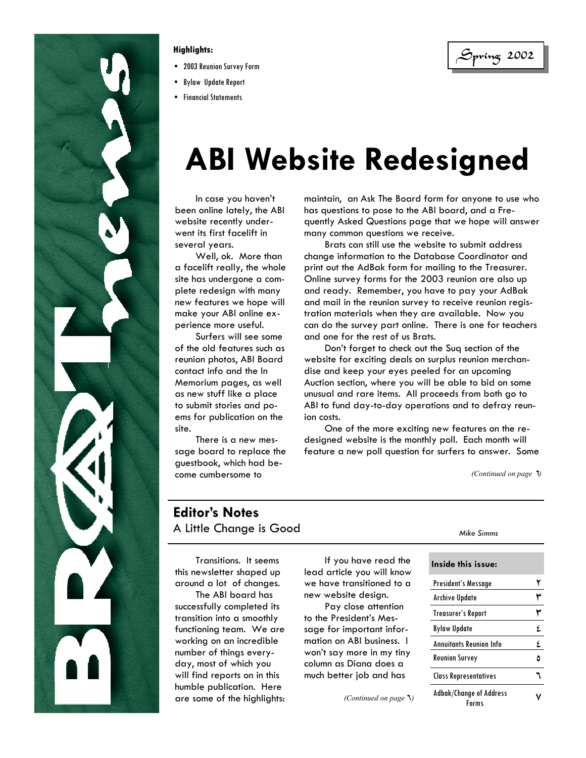**Highlights:**

- 2003 Reunion Survey Form
- Bylaw Update Report
- Financial Statements

Spring 2002

# ABI Website Redesigned

In case you haven't been online lately, the ABI website recently underwent its first facelift in several years.

Well, ok. More than a facelift really, the whole site has undergone a complete redesign with many new features we hope will make your ABI online experience more useful.

Surfers will see some of the old features such as reunion photos, ABI Board contact info and the In Memorium pages, as well as new stuff like a place to submit stories and poems for publication on the site.

There is a new message board to replace the guestbook, which had become cumbersome to maintain, an Ask The Board form for anyone to use who has questions to pose to the ABI board, and a Frequently Asked Questions page that we hope will answer many common questions we receive.

Brats can still use the website to submit address change information to the Database Coordinator and print out the AdBak form for mailing to the Treasurer. Online survey forms for the 2003 reunion are also up and ready. Remember, you have to pay your AdBak and mail in the reunion survey to receive reunion registration materials when they are available. Now you can do the survey part online. There is one for teachers and one for the rest of us Brats.

Don't forget to check out the Suq section of the website for exciting deals on surplus reunion merchandise and keep your eyes peeled for an upcoming Auction section, where you will be able to bid on some unusual and rare items. All proceeds from both go to ABI to fund day-to-day operations and to defray reunion costs.

One of the more exciting new features on the redesigned website is the monthly poll. Each month will feature a new poll question for surfers to answer. Some

*(Continued on page ٦)*

## Editor's Notes

A Little Change is Good

*Mike Simms*

Transitions. It seems this newsletter shaped up around a lot of changes.

The ABI board has successfully completed its transition into a smoothly functioning team. We are working on an incredible number of things everyday, most of which you will find reports on in this humble publication. Here are some of the highlights:

If you have read the lead article you will know we have transitioned to a new website design.

Pay close attention to the President's Message for important information on ABI business. I won't say more in my tiny column as Diana does a much better job and has

*(Continued on page ٦)*

**Inside this issue:**

| | |
|---|---|
| President's Message | ٢ |
| Archive Update | ٣ |
| Treasurer's Report | ٣ |
| Bylaw Update | ٤ |
| Annuitants Reunion Info | ٤ |
| Reunion Survey | ٥ |
| Class Representatives | ٦ |
| Adbak/Change of Address Forms | ٧ |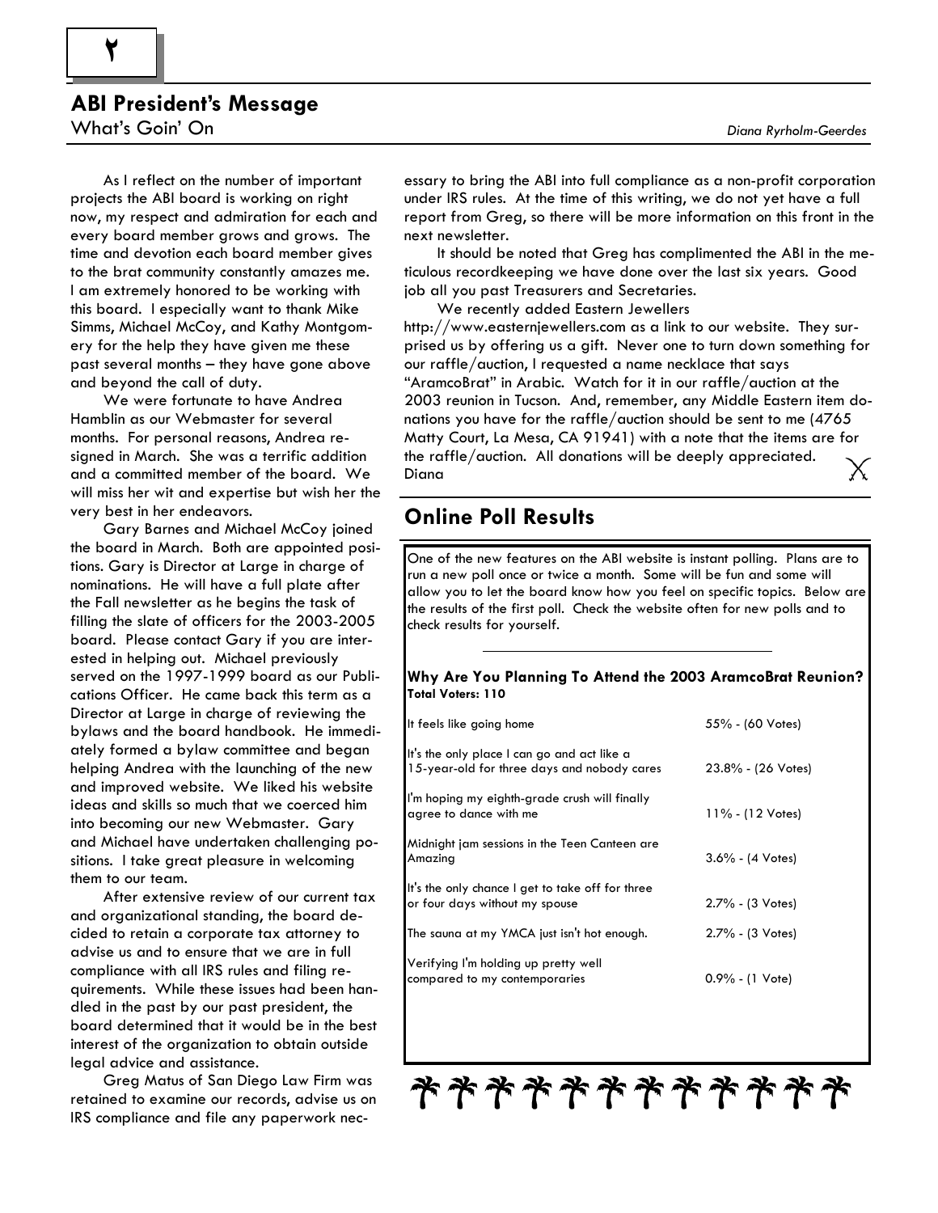## ABI President's Message

What's Goin' On

*Diana Ryrholm-Geerdes*

As I reflect on the number of important projects the ABI board is working on right now, my respect and admiration for each and every board member grows and grows. The time and devotion each board member gives to the brat community constantly amazes me. I am extremely honored to be working with this board. I especially want to thank Mike Simms, Michael McCoy, and Kathy Montgomery for the help they have given me these past several months – they have gone above and beyond the call of duty.

We were fortunate to have Andrea Hamblin as our Webmaster for several months. For personal reasons, Andrea resigned in March. She was a terrific addition and a committed member of the board. We will miss her wit and expertise but wish her the very best in her endeavors.

Gary Barnes and Michael McCoy joined the board in March. Both are appointed positions. Gary is Director at Large in charge of nominations. He will have a full plate after the Fall newsletter as he begins the task of filling the slate of officers for the 2003-2005 board. Please contact Gary if you are interested in helping out. Michael previously served on the 1997-1999 board as our Publications Officer. He came back this term as a Director at Large in charge of reviewing the bylaws and the board handbook. He immediately formed a bylaw committee and began helping Andrea with the launching of the new and improved website. We liked his website ideas and skills so much that we coerced him into becoming our new Webmaster. Gary and Michael have undertaken challenging positions. I take great pleasure in welcoming them to our team.

After extensive review of our current tax and organizational standing, the board decided to retain a corporate tax attorney to advise us and to ensure that we are in full compliance with all IRS rules and filing requirements. While these issues had been handled in the past by our past president, the board determined that it would be in the best interest of the organization to obtain outside legal advice and assistance.

Greg Matus of San Diego Law Firm was retained to examine our records, advise us on IRS compliance and file any paperwork necessary to bring the ABI into full compliance as a non-profit corporation under IRS rules. At the time of this writing, we do not yet have a full report from Greg, so there will be more information on this front in the next newsletter.

It should be noted that Greg has complimented the ABI in the meticulous recordkeeping we have done over the last six years. Good job all you past Treasurers and Secretaries.

We recently added Eastern Jewellers http://www.easternjewellers.com as a link to our website. They surprised us by offering us a gift. Never one to turn down something for our raffle/auction, I requested a name necklace that says "AramcoBrat" in Arabic. Watch for it in our raffle/auction at the 2003 reunion in Tucson. And, remember, any Middle Eastern item donations you have for the raffle/auction should be sent to me (4765 Matty Court, La Mesa, CA 91941) with a note that the items are for the raffle/auction. All donations will be deeply appreciated.
Diana

## Online Poll Results

One of the new features on the ABI website is instant polling. Plans are to run a new poll once or twice a month. Some will be fun and some will allow you to let the board know how you feel on specific topics. Below are the results of the first poll. Check the website often for new polls and to check results for yourself.

**Why Are You Planning To Attend the 2003 AramcoBrat Reunion?**
**Total Voters: 110**

| Response | Result |
|---|---|
| It feels like going home | 55% - (60 Votes) |
| It's the only place I can go and act like a 15-year-old for three days and nobody cares | 23.8% - (26 Votes) |
| I'm hoping my eighth-grade crush will finally agree to dance with me | 11% - (12 Votes) |
| Midnight jam sessions in the Teen Canteen are Amazing | 3.6% - (4 Votes) |
| It's the only chance I get to take off for three or four days without my spouse | 2.7% - (3 Votes) |
| The sauna at my YMCA just isn't hot enough. | 2.7% - (3 Votes) |
| Verifying I'm holding up pretty well compared to my contemporaries | 0.9% - (1 Vote) |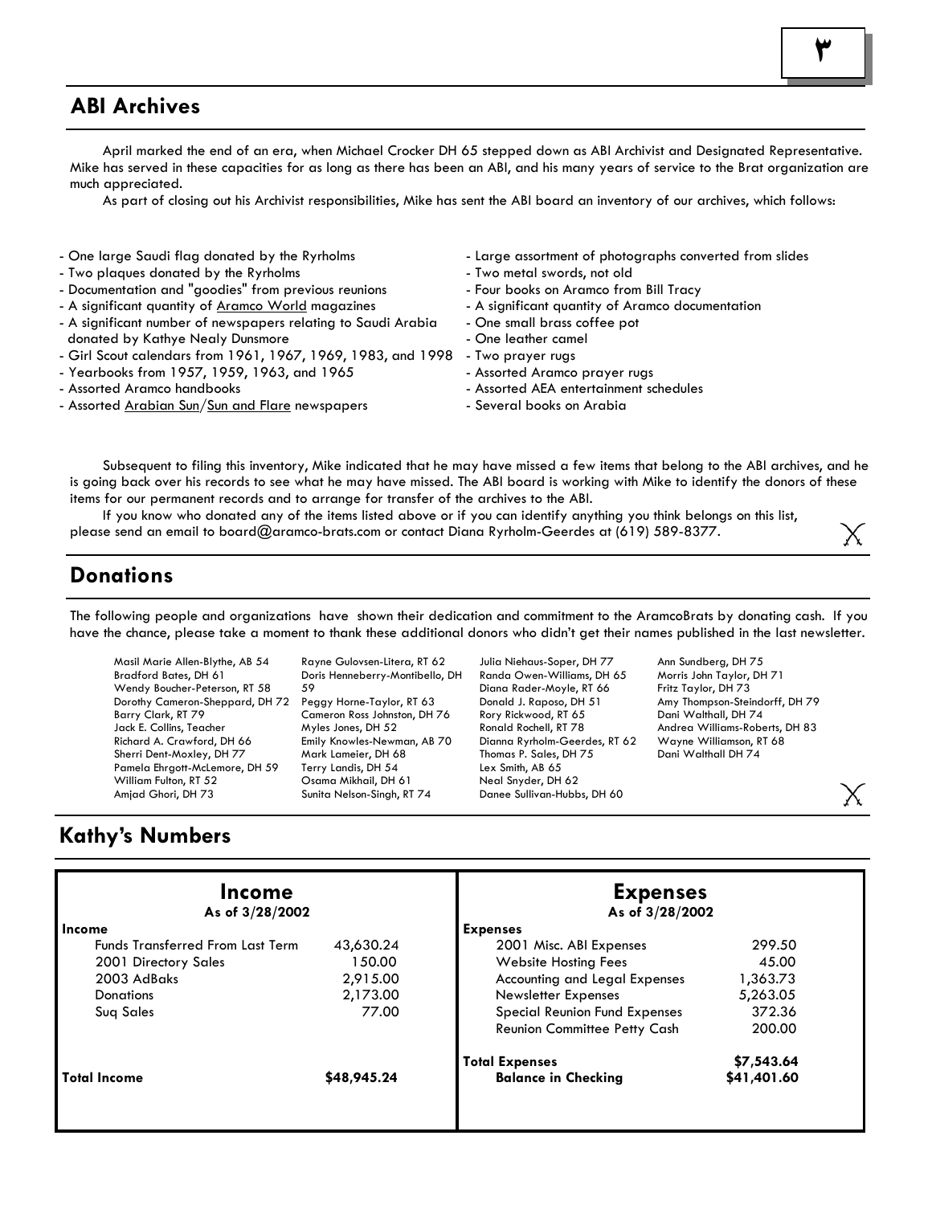## ABI Archives

April marked the end of an era, when Michael Crocker DH 65 stepped down as ABI Archivist and Designated Representative. Mike has served in these capacities for as long as there has been an ABI, and his many years of service to the Brat organization are much appreciated.

As part of closing out his Archivist responsibilities, Mike has sent the ABI board an inventory of our archives, which follows:

- One large Saudi flag donated by the Ryrholms
- Two plaques donated by the Ryrholms
- Documentation and "goodies" from previous reunions
- A significant quantity of Aramco World magazines
- A significant number of newspapers relating to Saudi Arabia donated by Kathye Nealy Dunsmore
- Girl Scout calendars from 1961, 1967, 1969, 1983, and 1998
- Yearbooks from 1957, 1959, 1963, and 1965
- Assorted Aramco handbooks
- Assorted Arabian Sun/Sun and Flare newspapers
- Large assortment of photographs converted from slides
- Two metal swords, not old
- Four books on Aramco from Bill Tracy
- A significant quantity of Aramco documentation
- One small brass coffee pot
- One leather camel
- Two prayer rugs
- Assorted Aramco prayer rugs
- Assorted AEA entertainment schedules
- Several books on Arabia

Subsequent to filing this inventory, Mike indicated that he may have missed a few items that belong to the ABI archives, and he is going back over his records to see what he may have missed. The ABI board is working with Mike to identify the donors of these items for our permanent records and to arrange for transfer of the archives to the ABI.

If you know who donated any of the items listed above or if you can identify anything you think belongs on this list, please send an email to board@aramco-brats.com or contact Diana Ryrholm-Geerdes at (619) 589-8377.

## Donations

The following people and organizations have shown their dedication and commitment to the AramcoBrats by donating cash. If you have the chance, please take a moment to thank these additional donors who didn't get their names published in the last newsletter.

Masil Marie Allen-Blythe, AB 54
Bradford Bates, DH 61
Wendy Boucher-Peterson, RT 58
Dorothy Cameron-Sheppard, DH 72
Barry Clark, RT 79
Jack E. Collins, Teacher
Richard A. Crawford, DH 66
Sherri Dent-Moxley, DH 77
Pamela Ehrgott-McLemore, DH 59
William Fulton, RT 52
Amjad Ghori, DH 73
Rayne Gulovsen-Litera, RT 62
Doris Henneberry-Montibello, DH 59
Peggy Horne-Taylor, RT 63
Cameron Ross Johnston, DH 76
Myles Jones, DH 52
Emily Knowles-Newman, AB 70
Mark Lameier, DH 68
Terry Landis, DH 54
Osama Mikhail, DH 61
Sunita Nelson-Singh, RT 74
Julia Niehaus-Soper, DH 77
Randa Owen-Williams, DH 65
Diana Rader-Moyle, RT 66
Donald J. Raposo, DH 51
Rory Rickwood, RT 65
Ronald Rochell, RT 78
Dianna Ryrholm-Geerdes, RT 62
Thomas P. Sales, DH 75
Lex Smith, AB 65
Neal Snyder, DH 62
Danee Sullivan-Hubbs, DH 60
Ann Sundberg, DH 75
Morris John Taylor, DH 71
Fritz Taylor, DH 73
Amy Thompson-Steindorff, DH 79
Dani Walthall, DH 74
Andrea Williams-Roberts, DH 83
Wayne Williamson, RT 68
Dani Walthall DH 74

## Kathy's Numbers

**Income**
As of 3/28/2002

| Income | |
|---|---|
| Funds Transferred From Last Term | 43,630.24 |
| 2001 Directory Sales | 150.00 |
| 2003 AdBaks | 2,915.00 |
| Donations | 2,173.00 |
| Suq Sales | 77.00 |
| **Total Income** | **$48,945.24** |

**Expenses**
As of 3/28/2002

| Expenses | |
|---|---|
| 2001 Misc. ABI Expenses | 299.50 |
| Website Hosting Fees | 45.00 |
| Accounting and Legal Expenses | 1,363.73 |
| Newsletter Expenses | 5,263.05 |
| Special Reunion Fund Expenses | 372.36 |
| Reunion Committee Petty Cash | 200.00 |
| **Total Expenses** | **$7,543.64** |
| **Balance in Checking** | **$41,401.60** |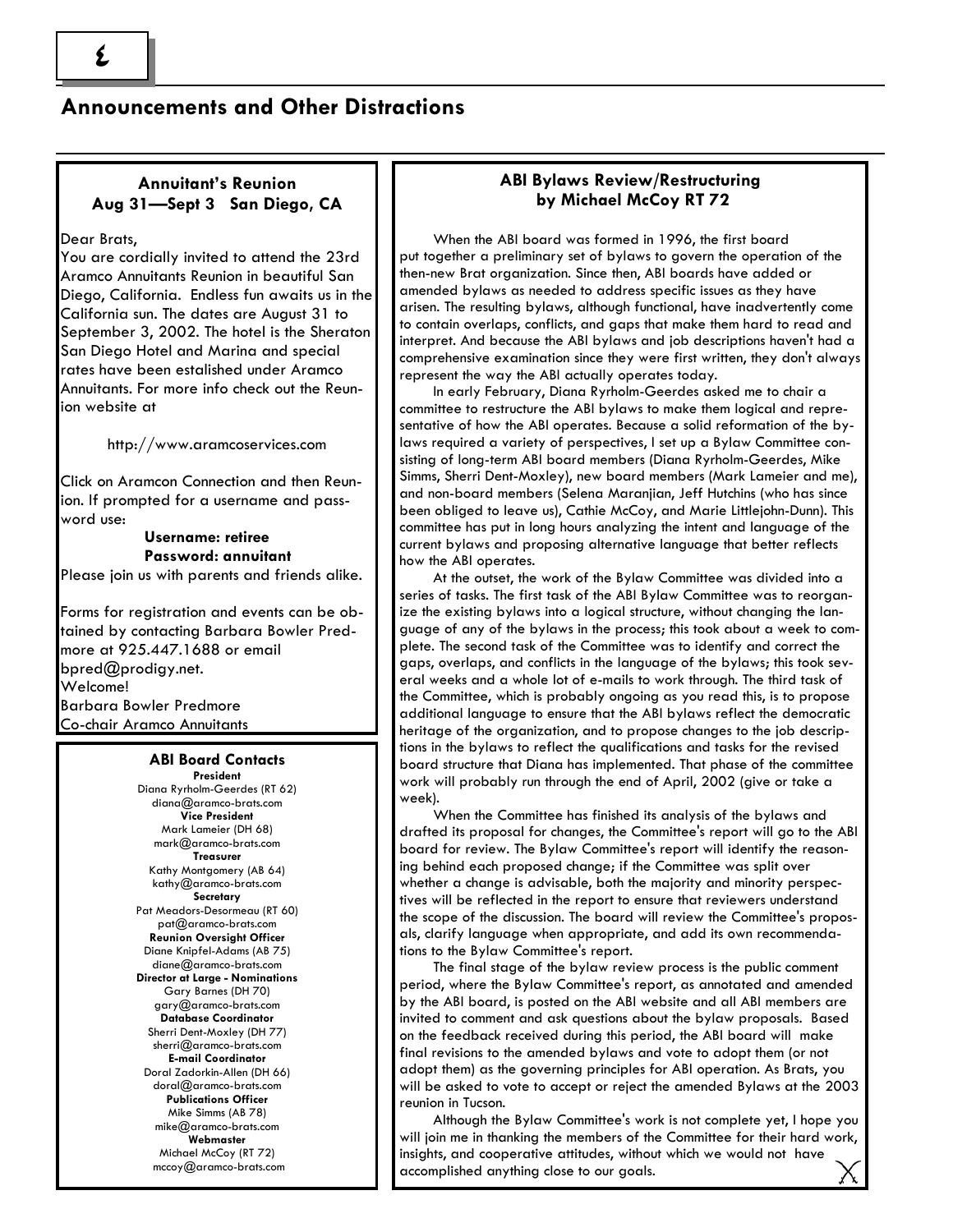## Announcements and Other Distractions

### Annuitant's Reunion
### Aug 31—Sept 3 San Diego, CA

Dear Brats,
You are cordially invited to attend the 23rd Aramco Annuitants Reunion in beautiful San Diego, California. Endless fun awaits us in the California sun. The dates are August 31 to September 3, 2002. The hotel is the Sheraton San Diego Hotel and Marina and special rates have been estalished under Aramco Annuitants. For more info check out the Reunion website at

http://www.aramcoservices.com

Click on Aramcon Connection and then Reunion. If prompted for a username and password use:

**Username: retiree**
**Password: annuitant**

Please join us with parents and friends alike.

Forms for registration and events can be obtained by contacting Barbara Bowler Predmore at 925.447.1688 or email bpred@prodigy.net.
Welcome!
Barbara Bowler Predmore
Co-chair Aramco Annuitants

### ABI Board Contacts

**President**
Diana Ryrholm-Geerdes (RT 62)
diana@aramco-brats.com

**Vice President**
Mark Lameier (DH 68)
mark@aramco-brats.com

**Treasurer**
Kathy Montgomery (AB 64)
kathy@aramco-brats.com

**Secretary**
Pat Meadors-Desormeau (RT 60)
pat@aramco-brats.com

**Reunion Oversight Officer**
Diane Knipfel-Adams (AB 75)
diane@aramco-brats.com

**Director at Large - Nominations**
Gary Barnes (DH 70)
gary@aramco-brats.com

**Database Coordinator**
Sherri Dent-Moxley (DH 77)
sherri@aramco-brats.com

**E-mail Coordinator**
Doral Zadorkin-Allen (DH 66)
doral@aramco-brats.com

**Publications Officer**
Mike Simms (AB 78)
mike@aramco-brats.com

**Webmaster**
Michael McCoy (RT 72)
mccoy@aramco-brats.com

### ABI Bylaws Review/Restructuring
### by Michael McCoy RT 72

When the ABI board was formed in 1996, the first board put together a preliminary set of bylaws to govern the operation of the then-new Brat organization. Since then, ABI boards have added or amended bylaws as needed to address specific issues as they have arisen. The resulting bylaws, although functional, have inadvertently come to contain overlaps, conflicts, and gaps that make them hard to read and interpret. And because the ABI bylaws and job descriptions haven't had a comprehensive examination since they were first written, they don't always represent the way the ABI actually operates today.

In early February, Diana Ryrholm-Geerdes asked me to chair a committee to restructure the ABI bylaws to make them logical and representative of how the ABI operates. Because a solid reformation of the bylaws required a variety of perspectives, I set up a Bylaw Committee consisting of long-term ABI board members (Diana Ryrholm-Geerdes, Mike Simms, Sherri Dent-Moxley), new board members (Mark Lameier and me), and non-board members (Selena Maranjian, Jeff Hutchins (who has since been obliged to leave us), Cathie McCoy, and Marie Littlejohn-Dunn). This committee has put in long hours analyzing the intent and language of the current bylaws and proposing alternative language that better reflects how the ABI operates.

At the outset, the work of the Bylaw Committee was divided into a series of tasks. The first task of the ABI Bylaw Committee was to reorganize the existing bylaws into a logical structure, without changing the language of any of the bylaws in the process; this took about a week to complete. The second task of the Committee was to identify and correct the gaps, overlaps, and conflicts in the language of the bylaws; this took several weeks and a whole lot of e-mails to work through. The third task of the Committee, which is probably ongoing as you read this, is to propose additional language to ensure that the ABI bylaws reflect the democratic heritage of the organization, and to propose changes to the job descriptions in the bylaws to reflect the qualifications and tasks for the revised board structure that Diana has implemented. That phase of the committee work will probably run through the end of April, 2002 (give or take a week).

When the Committee has finished its analysis of the bylaws and drafted its proposal for changes, the Committee's report will go to the ABI board for review. The Bylaw Committee's report will identify the reasoning behind each proposed change; if the Committee was split over whether a change is advisable, both the majority and minority perspectives will be reflected in the report to ensure that reviewers understand the scope of the discussion. The board will review the Committee's proposals, clarify language when appropriate, and add its own recommendations to the Bylaw Committee's report.

The final stage of the bylaw review process is the public comment period, where the Bylaw Committee's report, as annotated and amended by the ABI board, is posted on the ABI website and all ABI members are invited to comment and ask questions about the bylaw proposals. Based on the feedback received during this period, the ABI board will make final revisions to the amended bylaws and vote to adopt them (or not adopt them) as the governing principles for ABI operation. As Brats, you will be asked to vote to accept or reject the amended Bylaws at the 2003 reunion in Tucson.

Although the Bylaw Committee's work is not complete yet, I hope you will join me in thanking the members of the Committee for their hard work, insights, and cooperative attitudes, without which we would not have accomplished anything close to our goals.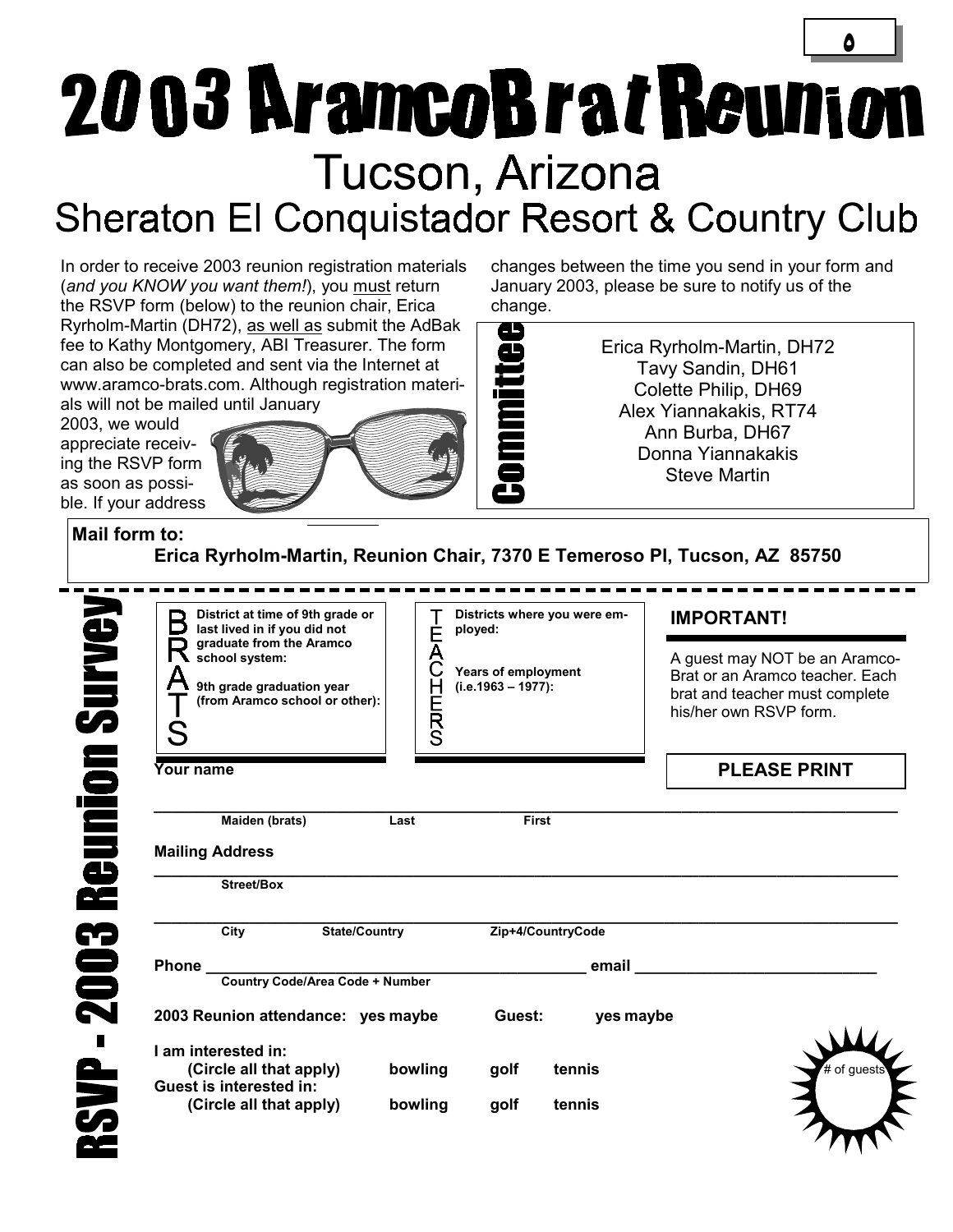# 2003 AramcoBrat Reunion

## Tucson, Arizona

## Sheraton El Conquistador Resort & Country Club

In order to receive 2003 reunion registration materials (*and you KNOW you want them!*), you must return the RSVP form (below) to the reunion chair, Erica Ryrholm-Martin (DH72), as well as submit the AdBak fee to Kathy Montgomery, ABI Treasurer. The form can also be completed and sent via the Internet at www.aramco-brats.com. Although registration materials will not be mailed until January 2003, we would appreciate receiving the RSVP form as soon as possible. If your address changes between the time you send in your form and January 2003, please be sure to notify us of the change.

**Committee**

Erica Ryrholm-Martin, DH72
Tavy Sandin, DH61
Colette Philip, DH69
Alex Yiannakakis, RT74
Ann Burba, DH67
Donna Yiannakakis
Steve Martin

**Mail form to:**

**Erica Ryrholm-Martin, Reunion Chair, 7370 E Temeroso Pl, Tucson, AZ 85750**

---

## RSVP - 2003 Reunion Survey

**BRATS**

**District at time of 9th grade or last lived in if you did not graduate from the Aramco school system:**

**9th grade graduation year (from Aramco school or other):**

**TEACHERS**

**Districts where you were employed:**

**Years of employment (i.e.1963 – 1977):**

**IMPORTANT!**

A guest may NOT be an Aramco-Brat or an Aramco teacher. Each brat and teacher must complete his/her own RSVP form.

**PLEASE PRINT**

**Your name**

______________________________________________
**Maiden (brats)** **Last** **First**

**Mailing Address**

______________________________________________
**Street/Box**

______________________________________________
**City** **State/Country** **Zip+4/CountryCode**

**Phone** ______________________________ **email** ______________________
**Country Code/Area Code + Number**

**2003 Reunion attendance: yes maybe** **Guest: yes maybe**

**I am interested in:**
**(Circle all that apply) bowling golf tennis**

**Guest is interested in:**
**(Circle all that apply) bowling golf tennis**

# of guests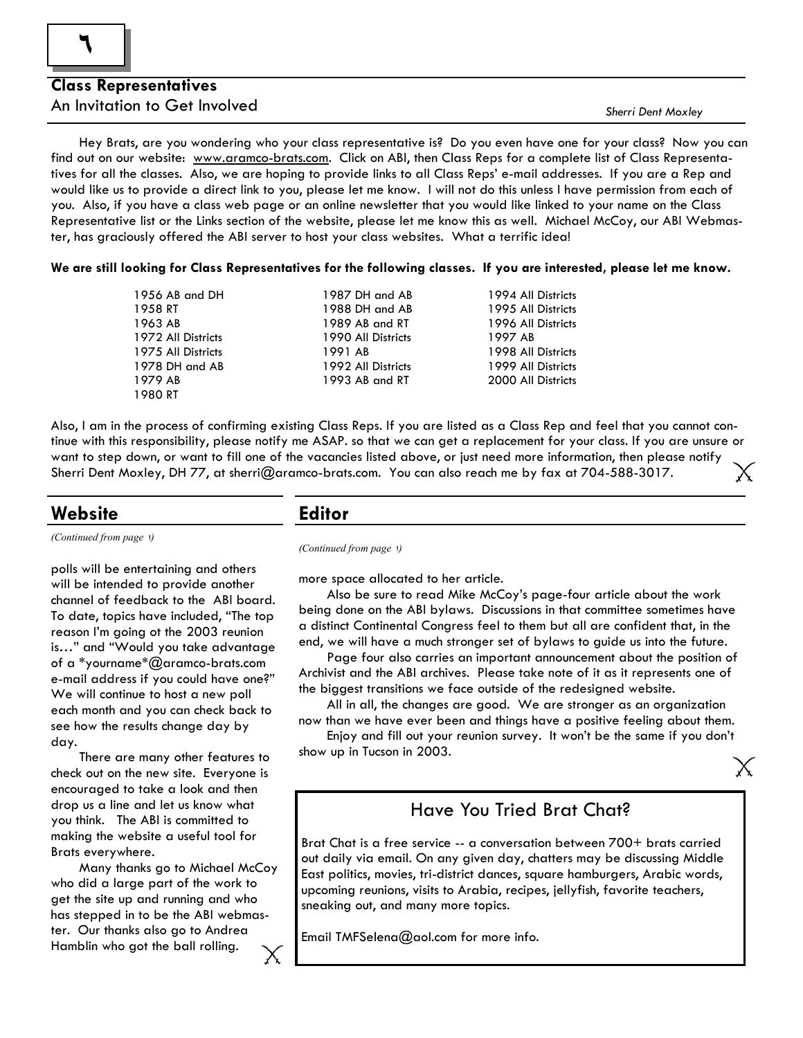## Class Representatives

An Invitation to Get Involved

*Sherri Dent Moxley*

Hey Brats, are you wondering who your class representative is? Do you even have one for your class? Now you can find out on our website: www.aramco-brats.com. Click on ABI, then Class Reps for a complete list of Class Representatives for all the classes. Also, we are hoping to provide links to all Class Reps' e-mail addresses. If you are a Rep and would like us to provide a direct link to you, please let me know. I will not do this unless I have permission from each of you. Also, if you have a class web page or an online newsletter that you would like linked to your name on the Class Representative list or the Links section of the website, please let me know this as well. Michael McCoy, our ABI Webmaster, has graciously offered the ABI server to host your class websites. What a terrific idea!

**We are still looking for Class Representatives for the following classes. If you are interested, please let me know.**

| | | |
|---|---|---|
| 1956 AB and DH | 1987 DH and AB | 1994 All Districts |
| 1958 RT | 1988 DH and AB | 1995 All Districts |
| 1963 AB | 1989 AB and RT | 1996 All Districts |
| 1972 All Districts | 1990 All Districts | 1997 AB |
| 1975 All Districts | 1991 AB | 1998 All Districts |
| 1978 DH and AB | 1992 All Districts | 1999 All Districts |
| 1979 AB | 1993 AB and RT | 2000 All Districts |
| 1980 RT | | |

Also, I am in the process of confirming existing Class Reps. If you are listed as a Class Rep and feel that you cannot continue with this responsibility, please notify me ASAP. so that we can get a replacement for your class. If you are unsure or want to step down, or want to fill one of the vacancies listed above, or just need more information, then please notify Sherri Dent Moxley, DH 77, at sherri@aramco-brats.com. You can also reach me by fax at 704-588-3017.

## Website

*(Continued from page ١)*

polls will be entertaining and others will be intended to provide another channel of feedback to the ABI board. To date, topics have included, "The top reason I'm going ot the 2003 reunion is…" and "Would you take advantage of a *yourname*@aramco-brats.com e-mail address if you could have one?" We will continue to host a new poll each month and you can check back to see how the results change day by day.

There are many other features to check out on the new site. Everyone is encouraged to take a look and then drop us a line and let us know what you think. The ABI is committed to making the website a useful tool for Brats everywhere.

Many thanks go to Michael McCoy who did a large part of the work to get the site up and running and who has stepped in to be the ABI webmaster. Our thanks also go to Andrea Hamblin who got the ball rolling.

## Editor

*(Continued from page ١)*

more space allocated to her article.

Also be sure to read Mike McCoy's page-four article about the work being done on the ABI bylaws. Discussions in that committee sometimes have a distinct Continental Congress feel to them but all are confident that, in the end, we will have a much stronger set of bylaws to guide us into the future.

Page four also carries an important announcement about the position of Archivist and the ABI archives. Please take note of it as it represents one of the biggest transitions we face outside of the redesigned website.

All in all, the changes are good. We are stronger as an organization now than we have ever been and things have a positive feeling about them.

Enjoy and fill out your reunion survey. It won't be the same if you don't show up in Tucson in 2003.

## Have You Tried Brat Chat?

Brat Chat is a free service -- a conversation between 700+ brats carried out daily via email. On any given day, chatters may be discussing Middle East politics, movies, tri-district dances, square hamburgers, Arabic words, upcoming reunions, visits to Arabia, recipes, jellyfish, favorite teachers, sneaking out, and many more topics.

Email TMFSelena@aol.com for more info.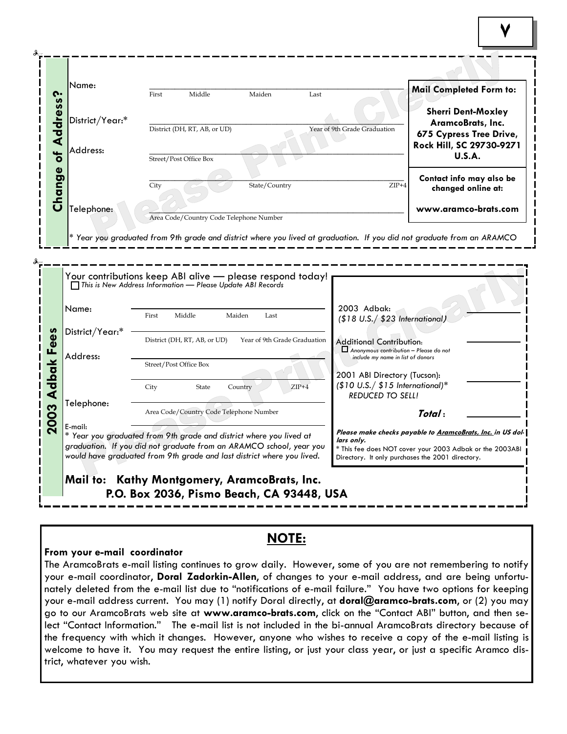## Change of Address?

Name: ______________________________________________
First  Middle  Maiden  Last

District/Year:* ______________________________________________
District (DH, RT, AB, or UD)  Year of 9th Grade Graduation

Address: ______________________________________________
Street/Post Office Box

______________________________________________
City  State/Country  ZIP+4

Telephone: ______________________________________________
Area Code/Country Code Telephone Number

**Mail Completed Form to:**

**Sherri Dent-Moxley**
**AramcoBrats, Inc.**
**675 Cypress Tree Drive,**
**Rock Hill, SC 29730-9271**
**U.S.A.**

**Contact info may also be changed online at:**

**www.aramco-brats.com**

*\* Year you graduated from 9th grade and district where you lived at graduation. If you did not graduate from an ARAMCO*

Please Print Clearly

## 2003 Adbak Fees

Your contributions keep ABI alive — please respond today!

☐ *This is New Address Information — Please Update ABI Records*

Name: ______________________________________________
First  Middle  Maiden  Last

District/Year:* ______________________________________________
District (DH, RT, AB, or UD)  Year of 9th Grade Graduation

Address: ______________________________________________
Street/Post Office Box

______________________________________________
City  State  Country  ZIP+4

Telephone: ______________________________________________
Area Code/Country Code Telephone Number

E-mail: ______________________________________________

*\* Year you graduated from 9th grade and district where you lived at graduation. If you did not graduate from an ARAMCO school, year you would have graduated from 9th grade and last district where you lived.*

2003 Adbak: ____________
*($18 U.S./ $23 International)*

Additional Contribution: ____________
☐ *Anonymous contribution – Please do not include my name in list of donors*

2001 ABI Directory (Tucson): ____________
*($10 U.S./ $15 International)\**
*REDUCED TO SELL!*

***Total*:** ____________

***Please make checks payable to AramcoBrats, Inc. in US dollars only.***

\* This fee does NOT cover your 2003 Adbak or the 2003ABI Directory. It only purchases the 2001 directory.

**Mail to: Kathy Montgomery, AramcoBrats, Inc.**
**P.O. Box 2036, Pismo Beach, CA 93448, USA**

Please Print Clearly

## NOTE:

**From your e-mail coordinator**

The AramcoBrats e-mail listing continues to grow daily. However, some of you are not remembering to notify your e-mail coordinator, **Doral Zadorkin-Allen**, of changes to your e-mail address, and are being unfortunately deleted from the e-mail list due to "notifications of e-mail failure." You have two options for keeping your e-mail address current. You may (1) notify Doral directly, at **doral@aramco-brats.com**, or (2) you may go to our AramcoBrats web site at **www.aramco-brats.com**, click on the "Contact ABI" button, and then select "Contact Information." The e-mail list is not included in the bi-annual AramcoBrats directory because of the frequency with which it changes. However, anyone who wishes to receive a copy of the e-mail listing is welcome to have it. You may request the entire listing, or just your class year, or just a specific Aramco district, whatever you wish.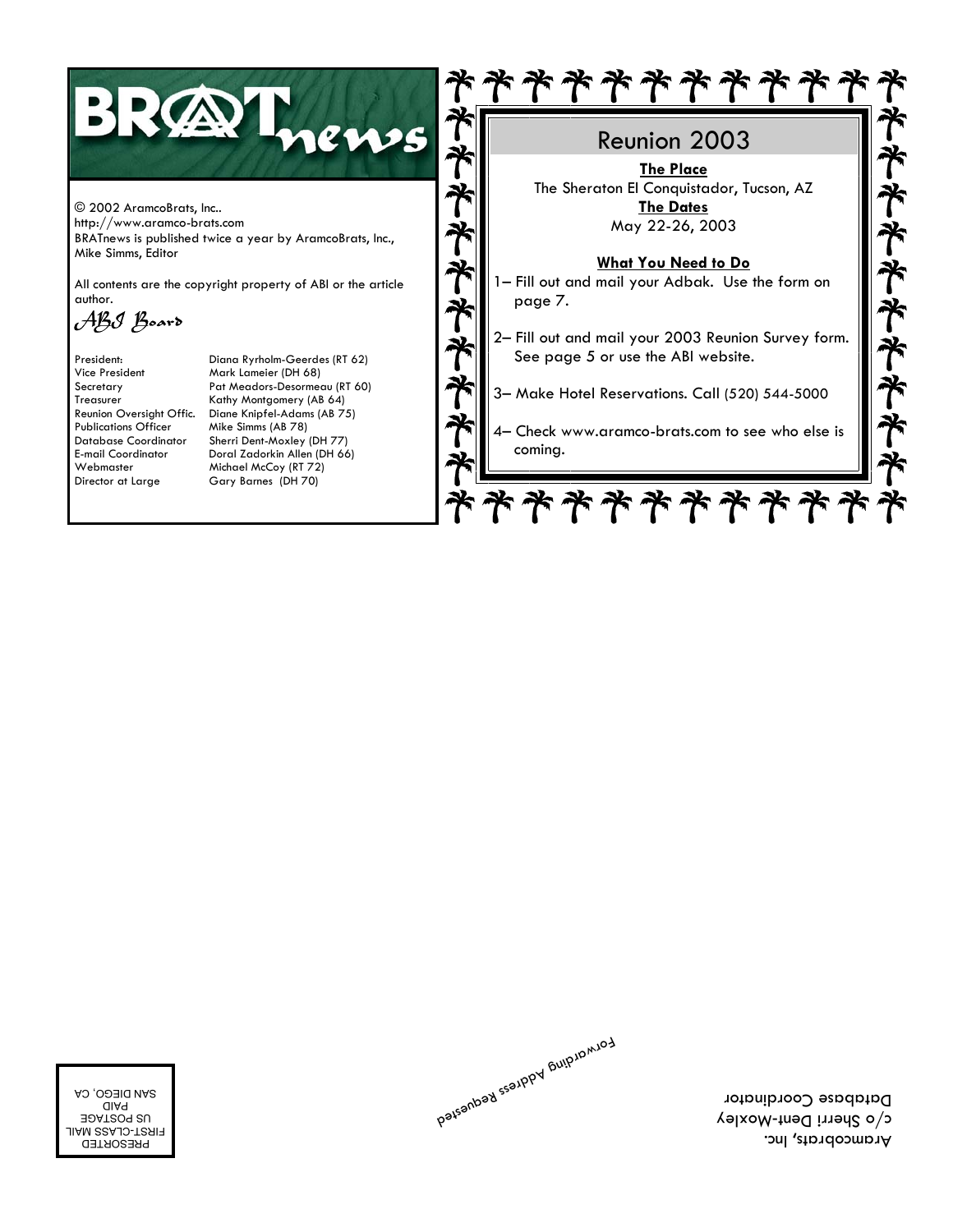# BRATnews

© 2002 AramcoBrats, Inc..
http://www.aramco-brats.com
BRATnews is published twice a year by AramcoBrats, Inc., Mike Simms, Editor

All contents are the copyright property of ABI or the article author.

## ABI Board

| | |
|---|---|
| President: | Diana Ryrholm-Geerdes (RT 62) |
| Vice President | Mark Lameier (DH 68) |
| Secretary | Pat Meadors-Desormeau (RT 60) |
| Treasurer | Kathy Montgomery (AB 64) |
| Reunion Oversight Offic. | Diane Knipfel-Adams (AB 75) |
| Publications Officer | Mike Simms (AB 78) |
| Database Coordinator | Sherri Dent-Moxley (DH 77) |
| E-mail Coordinator | Doral Zadorkin Allen (DH 66) |
| Webmaster | Michael McCoy (RT 72) |
| Director at Large | Gary Barnes (DH 70) |

## Reunion 2003

**The Place**

The Sheraton El Conquistador, Tucson, AZ

**The Dates**

May 22-26, 2003

**What You Need to Do**

1– Fill out and mail your Adbak. Use the form on page 7.

2– Fill out and mail your 2003 Reunion Survey form. See page 5 or use the ABI website.

3– Make Hotel Reservations. Call (520) 544-5000

4– Check www.aramco-brats.com to see who else is coming.

Aramcobrats, Inc.
c/o Sherri Dent-Moxley
Database Coordinator

Forwarding Address Requested

PRESORTED
FIRST-CLASS MAIL
US POSTAGE
PAID
SAN DIEGO, CA